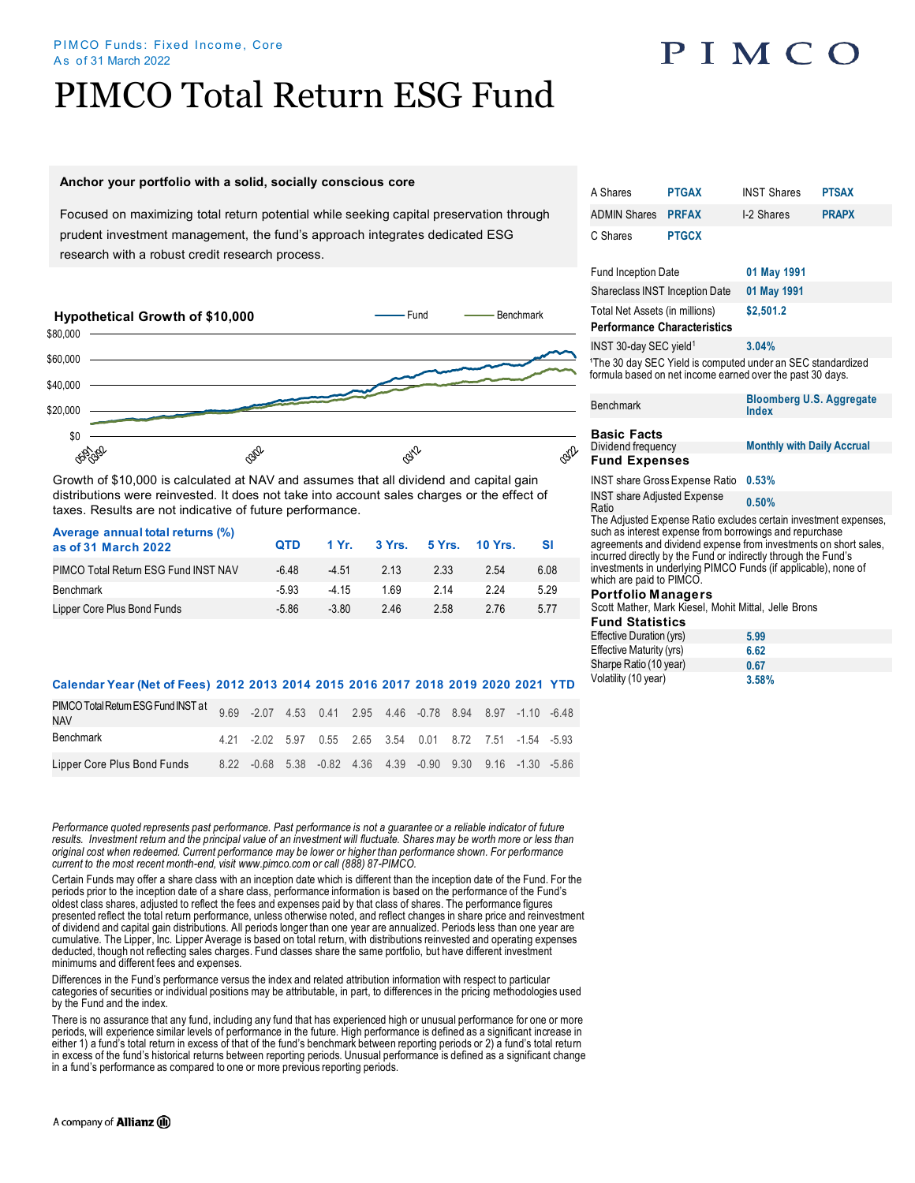PIMCO Funds: Fixed Income, Core
As of 31 March 2022

# PIMCO Total Return ESG Fund

**Anchor your portfolio with a solid, socially conscious core**

Focused on maximizing total return potential while seeking capital preservation through prudent investment management, the fund's approach integrates dedicated ESG research with a robust credit research process.

## Hypothetical Growth of $10,000

Growth of $10,000 is calculated at NAV and assumes that all dividend and capital gain distributions were reinvested. It does not take into account sales charges or the effect of taxes. Results are not indicative of future performance.

| Average annual total returns (%) as of 31 March 2022 | QTD | 1 Yr. | 3 Yrs. | 5 Yrs. | 10 Yrs. | SI |
|---|---|---|---|---|---|---|
| PIMCO Total Return ESG Fund INST NAV | -6.48 | -4.51 | 2.13 | 2.33 | 2.54 | 6.08 |
| Benchmark | -5.93 | -4.15 | 1.69 | 2.14 | 2.24 | 5.29 |
| Lipper Core Plus Bond Funds | -5.86 | -3.80 | 2.46 | 2.58 | 2.76 | 5.77 |

| Calendar Year (Net of Fees) | 2012 | 2013 | 2014 | 2015 | 2016 | 2017 | 2018 | 2019 | 2020 | 2021 | YTD |
|---|---|---|---|---|---|---|---|---|---|---|---|
| PIMCO Total Return ESG Fund INST at NAV | 9.69 | -2.07 | 4.53 | 0.41 | 2.95 | 4.46 | -0.78 | 8.94 | 8.97 | -1.10 | -6.48 |
| Benchmark | 4.21 | -2.02 | 5.97 | 0.55 | 2.65 | 3.54 | 0.01 | 8.72 | 7.51 | -1.54 | -5.93 |
| Lipper Core Plus Bond Funds | 8.22 | -0.68 | 5.38 | -0.82 | 4.36 | 4.39 | -0.90 | 9.30 | 9.16 | -1.30 | -5.86 |

*Performance quoted represents past performance. Past performance is not a guarantee or a reliable indicator of future results. Investment return and the principal value of an investment will fluctuate. Shares may be worth more or less than original cost when redeemed. Current performance may be lower or higher than performance shown. For performance current to the most recent month-end, visit www.pimco.com or call (888) 87-PIMCO.*

Certain Funds may offer a share class with an inception date which is different than the inception date of the Fund. For the periods prior to the inception date of a share class, performance information is based on the performance of the Fund's oldest class shares, adjusted to reflect the fees and expenses paid by that class of shares. The performance figures presented reflect the total return performance, unless otherwise noted, and reflect changes in share price and reinvestment of dividend and capital gain distributions. All periods longer than one year are annualized. Periods less than one year are cumulative. The Lipper, Inc. Lipper Average is based on total return, with distributions reinvested and operating expenses deducted, though not reflecting sales charges. Fund classes share the same portfolio, but have different investment minimums and different fees and expenses.

Differences in the Fund's performance versus the index and related attribution information with respect to particular categories of securities or individual positions may be attributable, in part, to differences in the pricing methodologies used by the Fund and the index.

There is no assurance that any fund, including any fund that has experienced high or unusual performance for one or more periods, will experience similar levels of performance in the future. High performance is defined as a significant increase in either 1) a fund's total return in excess of that of the fund's benchmark between reporting periods or 2) a fund's total return in excess of the fund's historical returns between reporting periods. Unusual performance is defined as a significant change in a fund's performance as compared to one or more previous reporting periods.

| Share Class | Ticker | Share Class | Ticker |
|---|---|---|---|
| A Shares | PTGAX | INST Shares | PTSAX |
| ADMIN Shares | PRFAX | I-2 Shares | PRAPX |
| C Shares | PTGCX | | |

| | |
|---|---|
| Fund Inception Date | 01 May 1991 |
| Shareclass INST Inception Date | 01 May 1991 |
| Total Net Assets (in millions) | $2,501.2 |

**Performance Characteristics**

| | |
|---|---|
| INST 30-day SEC yield[1] | 3.04% |

[1]The 30 day SEC Yield is computed under an SEC standardized formula based on net income earned over the past 30 days.

| | |
|---|---|
| Benchmark | Bloomberg U.S. Aggregate Index |

**Basic Facts**

| | |
|---|---|
| Dividend frequency | Monthly with Daily Accrual |

**Fund Expenses**

| | |
|---|---|
| INST share Gross Expense Ratio | 0.53% |
| INST share Adjusted Expense Ratio | 0.50% |

The Adjusted Expense Ratio excludes certain investment expenses, such as interest expense from borrowings and repurchase agreements and dividend expense from investments on short sales, incurred directly by the Fund or indirectly through the Fund's investments in underlying PIMCO Funds (if applicable), none of which are paid to PIMCO.

**Portfolio Managers**

Scott Mather, Mark Kiesel, Mohit Mittal, Jelle Brons

**Fund Statistics**

| | |
|---|---|
| Effective Duration (yrs) | 5.99 |
| Effective Maturity (yrs) | 6.62 |
| Sharpe Ratio (10 year) | 0.67 |
| Volatility (10 year) | 3.58% |

A company of Allianz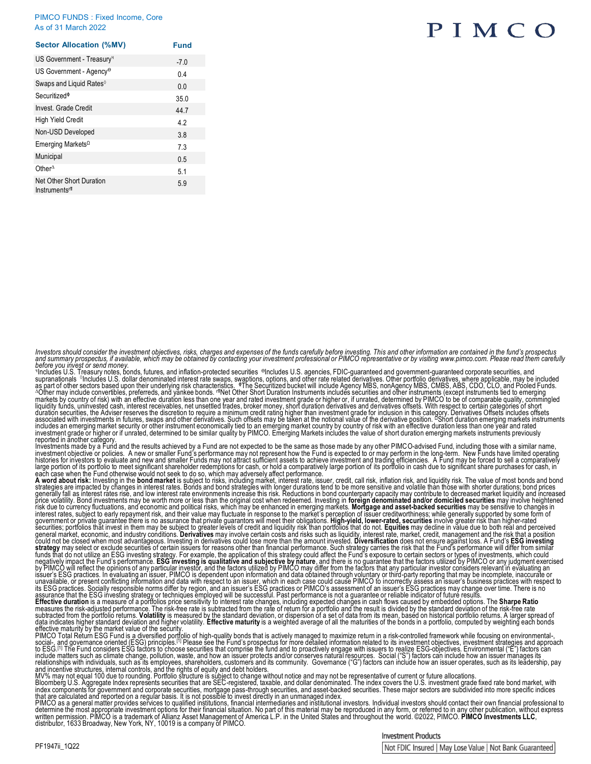PIMCO FUNDS : Fixed Income, Core
As of 31 March 2022

**PIMCO**

| Sector Allocation (%MV) | Fund |
|---|---|
| US Government - Treasury[ᛋ] | -7.0 |
| US Government - Agency[ϴ] | 0.4 |
| Swaps and Liquid Rates[◊] | 0.0 |
| Securitized[Φ] | 35.0 |
| Invest. Grade Credit | 44.7 |
| High Yield Credit | 4.2 |
| Non-USD Developed | 3.8 |
| Emerging Markets[Ω] | 7.3 |
| Municipal | 0.5 |
| Other[Δ] | 5.1 |
| Net Other Short Duration Instruments[ᴨ] | 5.9 |

*Investors should consider the investment objectives, risks, charges and expenses of the funds carefully before investing. This and other information are contained in the fund's prospectus and summary prospectus, if available, which may be obtained by contacting your investment professional or PIMCO representative or by visiting www.pimco.com. Please read them carefully before you invest or send money.*

[ᛋ]Includes U.S. Treasury notes, bonds, futures, and inflation-protected securities [ϴ]Includes U.S. agencies, FDIC-guaranteed and government-guaranteed corporate securities, and supranationals [◊]Includes U.S. dollar denominated interest rate swaps, swaptions, options, and other rate related derivatives. Other portfolio derivatives, where applicable, may be included as part of other sectors based upon their underlying risk characteristics. [Φ]The Securitized bucket will include Agency MBS, nonAgency MBS, CMBS, ABS, CDO, CLO, and Pooled Funds. [Δ]Other may include convertibles, preferreds, and yankee bonds. [ᴨ]Net Other Short Duration Instruments includes securities and other instruments (except instruments tied to emerging markets by country of risk) with an effective duration less than one year and rated investment grade or higher or, if unrated, determined by PIMCO to be of comparable quality, commingled liquidity funds, uninvested cash, interest receivables, net unsettled trades, broker money, short duration derivatives and derivatives offsets. With respect to certain categories of short duration securities, the Adviser reserves the discretion to require a minimum credit rating higher than investment grade for inclusion in this category. Derivatives Offsets includes offsets associated with investments in futures, swaps and other derivatives. Such offsets may be taken at the notional value of the derivative position. [Ω]Short duration emerging markets instruments includes an emerging market security or other instrument economically tied to an emerging market country by country of risk with an effective duration less than one year and rated investment grade or higher or if unrated, determined to be similar quality by PIMCO. Emerging Markets includes the value of short duration emerging markets instruments previously reported in another category.

Investments made by a Fund and the results achieved by a Fund are not expected to be the same as those made by any other PIMCO-advised Fund, including those with a similar name, investment objective or policies. A new or smaller Fund's performance may not represent how the Fund is expected to or may perform in the long-term. New Funds have limited operating histories for investors to evaluate and new and smaller Funds may not attract sufficient assets to achieve investment and trading efficiencies. A Fund may be forced to sell a comparatively large portion of its portfolio to meet significant shareholder redemptions for cash, or hold a comparatively large portion of its portfolio in cash due to significant share purchases for cash, in each case when the Fund otherwise would not seek to do so, which may adversely affect performance.

**A word about risk:** Investing in the **bond market** is subject to risks, including market, interest rate, issuer, credit, call risk, inflation risk, and liquidity risk. The value of most bonds and bond strategies are impacted by changes in interest rates. Bonds and bond strategies with longer durations tend to be more sensitive and volatile than those with shorter durations; bond prices generally fall as interest rates rise, and low interest rate environments increase this risk. Reductions in bond counterparty capacity may contribute to decreased market liquidity and increased price volatility. Bond investments may be worth more or less than the original cost when redeemed. Investing in **foreign denominated and/or domiciled securities** may involve heightened risk due to currency fluctuations, and economic and political risks, which may be enhanced in emerging markets. **Mortgage and asset-backed securities** may be sensitive to changes in interest rates, subject to early repayment risk, and their value may fluctuate in response to the market's perception of issuer creditworthiness; while generally supported by some form of government or private guarantee there is no assurance that private guarantors will meet their obligations. **High-yield, lower-rated, securities** involve greater risk than higher-rated securities; portfolios that invest in them may be subject to greater levels of credit and liquidity risk than portfolios that do not. **Equities** may decline in value due to both real and perceived general market, economic, and industry conditions. **Derivatives** may involve certain costs and risks such as liquidity, interest rate, market, credit, management and the risk that a position could not be closed when most advantageous. Investing in derivatives could lose more than the amount invested. **Diversification** does not ensure against loss. A Fund's **ESG investing strategy** may select or exclude securities of certain issuers for reasons other than financial performance. Such strategy carries the risk that the Fund's performance will differ from similar funds that do not utilize an ESG investing strategy. For example, the application of this strategy could affect the Fund's exposure to certain sectors or types of investments, which could negatively impact the Fund's performance. **ESG investing is qualitative and subjective by nature**, and there is no guarantee that the factors utilized by PIMCO or any judgment exercised by PIMCO will reflect the opinions of any particular investor, and the factors utilized by PIMCO may differ from the factors that any particular investor considers relevant in evaluating an issuer's ESG practices. In evaluating an issuer, PIMCO is dependent upon information and data obtained through voluntary or third-party reporting that may be incomplete, inaccurate or unavailable, or present conflicting information and data with respect to an issuer, which in each case could cause PIMCO to incorrectly assess an issuer's business practices with respect to its ESG practices. Socially responsible norms differ by region, and an issuer's ESG practices or PIMCO's assessment of an issuer's ESG practices may change over time. There is no assurance that the ESG investing strategy or techniques employed will be successful. Past performance is not a guarantee or reliable indicator of future results.

**Effective duration** is a measure of a portfolios price sensitivity to interest rate changes, including expected changes in cash flows caused by embedded options. The **Sharpe Ratio** measures the risk-adjusted performance. The risk-free rate is subtracted from the rate of return for a portfolio and the result is divided by the standard deviation of the risk-free rate subtracted from the portfolio returns. **Volatility** is measured by the standard deviation, or dispersion of a set of data from its mean, based on historical portfolio returns. A larger spread of data indicates higher standard deviation and higher volatility. **Effective maturity** is a weighted average of all the maturities of the bonds in a portfolio, computed by weighting each bonds effective maturity by the market value of the security.

PIMCO Total Return ESG Fund is a diversified portfolio of high-quality bonds that is actively managed to maximize return in a risk-controlled framework while focusing on environmental-, social-, and governance oriented (ESG) principles.[1] Please see the Fund's prospectus for more detailed information related to its investment objectives, investment strategies and approach to ESG.[1] The Fund considers ESG factors to choose securities that comprise the fund and to proactively engage with issuers to realize ESG-objectives. Environmental ("E") factors can include matters such as climate change, pollution, waste, and how an issuer protects and/or conserves natural resources. Social ("S") factors can include how an issuer manages its relationships with individuals, such as its employees, shareholders, customers and its community. Governance ("G") factors can include how an issuer operates, such as its leadership, pay and incentive structures, internal controls, and the rights of equity and debt holders.

MV% may not equal 100 due to rounding. Portfolio structure is subject to change without notice and may not be representative of current or future allocations.

Bloomberg U.S. Aggregate Index represents securities that are SEC-registered, taxable, and dollar denominated. The index covers the U.S. investment grade fixed rate bond market, with index components for government and corporate securities, mortgage pass-through securities, and asset-backed securities. These major sectors are subdivided into more specific indices that are calculated and reported on a regular basis. It is not possible to invest directly in an unmanaged index.

PIMCO as a general matter provides services to qualified institutions, financial intermediaries and institutional investors. Individual investors should contact their own financial professional to determine the most appropriate investment options for their financial situation. No part of this material may be reproduced in any form, or referred to in any other publication, without express written permission. PIMCO is a trademark of Allianz Asset Management of America L.P. in the United States and throughout the world. ©2022, PIMCO. **PIMCO Investments LLC**, distributor, 1633 Broadway, New York, NY, 10019 is a company of PIMCO.

PF1947ii_1Q22

Investment Products
Not FDIC Insured | May Lose Value | Not Bank Guaranteed